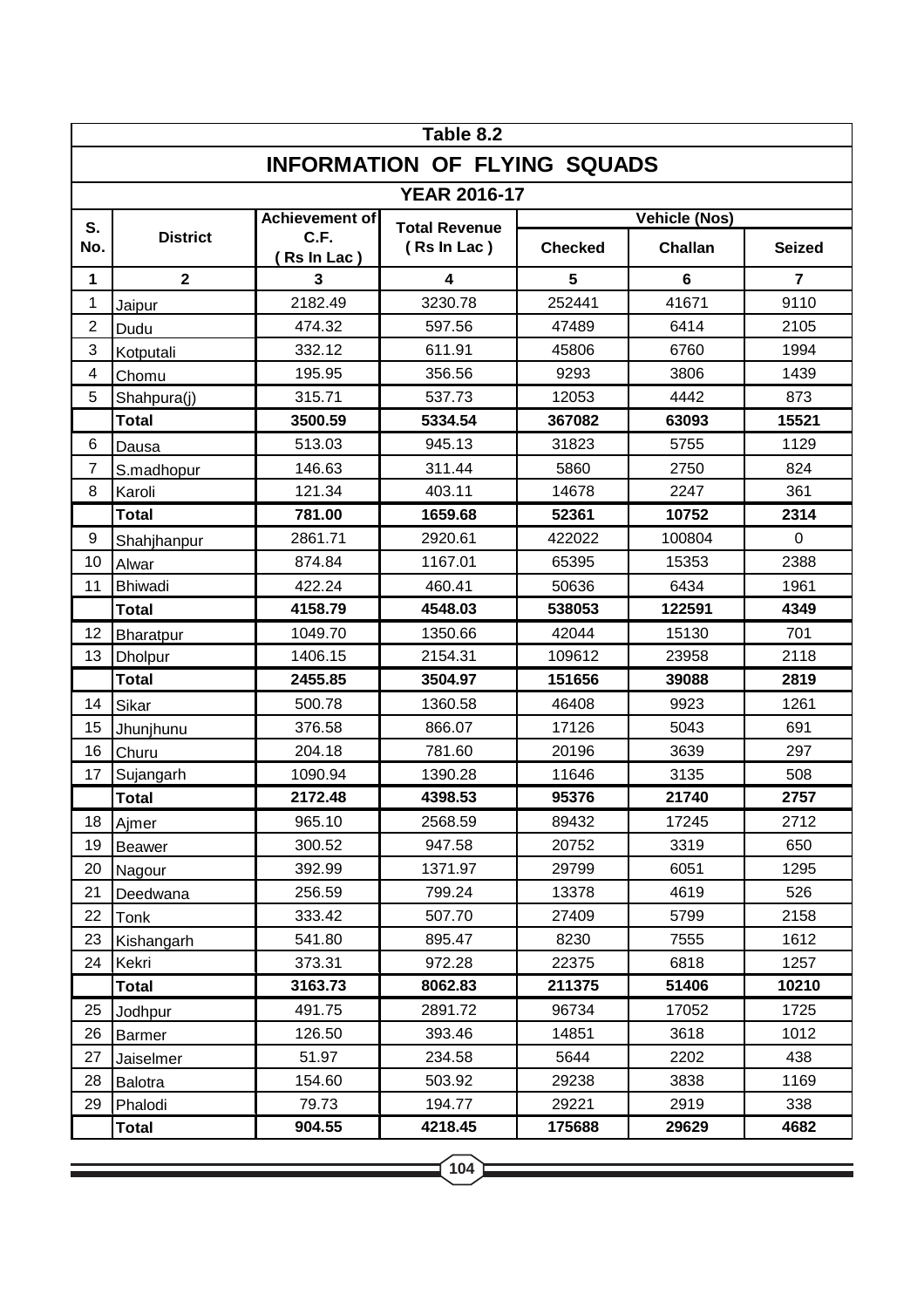# Table 8.2

## INFORMATION OF FLYING SQUADS

### YEAR 2016-17

| S. No. | District | Achievement of C.F. ( Rs In Lac ) | Total Revenue ( Rs In Lac ) | Vehicle (Nos) | | |
|---|---|---|---|---|---|---|
| | | | | Checked | Challan | Seized |
| 1 | 2 | 3 | 4 | 5 | 6 | 7 |
| 1 | Jaipur | 2182.49 | 3230.78 | 252441 | 41671 | 9110 |
| 2 | Dudu | 474.32 | 597.56 | 47489 | 6414 | 2105 |
| 3 | Kotputali | 332.12 | 611.91 | 45806 | 6760 | 1994 |
| 4 | Chomu | 195.95 | 356.56 | 9293 | 3806 | 1439 |
| 5 | Shahpura(j) | 315.71 | 537.73 | 12053 | 4442 | 873 |
| | **Total** | **3500.59** | **5334.54** | **367082** | **63093** | **15521** |
| 6 | Dausa | 513.03 | 945.13 | 31823 | 5755 | 1129 |
| 7 | S.madhopur | 146.63 | 311.44 | 5860 | 2750 | 824 |
| 8 | Karoli | 121.34 | 403.11 | 14678 | 2247 | 361 |
| | **Total** | **781.00** | **1659.68** | **52361** | **10752** | **2314** |
| 9 | Shahjhanpur | 2861.71 | 2920.61 | 422022 | 100804 | 0 |
| 10 | Alwar | 874.84 | 1167.01 | 65395 | 15353 | 2388 |
| 11 | Bhiwadi | 422.24 | 460.41 | 50636 | 6434 | 1961 |
| | **Total** | **4158.79** | **4548.03** | **538053** | **122591** | **4349** |
| 12 | Bharatpur | 1049.70 | 1350.66 | 42044 | 15130 | 701 |
| 13 | Dholpur | 1406.15 | 2154.31 | 109612 | 23958 | 2118 |
| | **Total** | **2455.85** | **3504.97** | **151656** | **39088** | **2819** |
| 14 | Sikar | 500.78 | 1360.58 | 46408 | 9923 | 1261 |
| 15 | Jhunjhunu | 376.58 | 866.07 | 17126 | 5043 | 691 |
| 16 | Churu | 204.18 | 781.60 | 20196 | 3639 | 297 |
| 17 | Sujangarh | 1090.94 | 1390.28 | 11646 | 3135 | 508 |
| | **Total** | **2172.48** | **4398.53** | **95376** | **21740** | **2757** |
| 18 | Ajmer | 965.10 | 2568.59 | 89432 | 17245 | 2712 |
| 19 | Beawer | 300.52 | 947.58 | 20752 | 3319 | 650 |
| 20 | Nagour | 392.99 | 1371.97 | 29799 | 6051 | 1295 |
| 21 | Deedwana | 256.59 | 799.24 | 13378 | 4619 | 526 |
| 22 | Tonk | 333.42 | 507.70 | 27409 | 5799 | 2158 |
| 23 | Kishangarh | 541.80 | 895.47 | 8230 | 7555 | 1612 |
| 24 | Kekri | 373.31 | 972.28 | 22375 | 6818 | 1257 |
| | **Total** | **3163.73** | **8062.83** | **211375** | **51406** | **10210** |
| 25 | Jodhpur | 491.75 | 2891.72 | 96734 | 17052 | 1725 |
| 26 | Barmer | 126.50 | 393.46 | 14851 | 3618 | 1012 |
| 27 | Jaiselmer | 51.97 | 234.58 | 5644 | 2202 | 438 |
| 28 | Balotra | 154.60 | 503.92 | 29238 | 3838 | 1169 |
| 29 | Phalodi | 79.73 | 194.77 | 29221 | 2919 | 338 |
| | **Total** | **904.55** | **4218.45** | **175688** | **29629** | **4682** |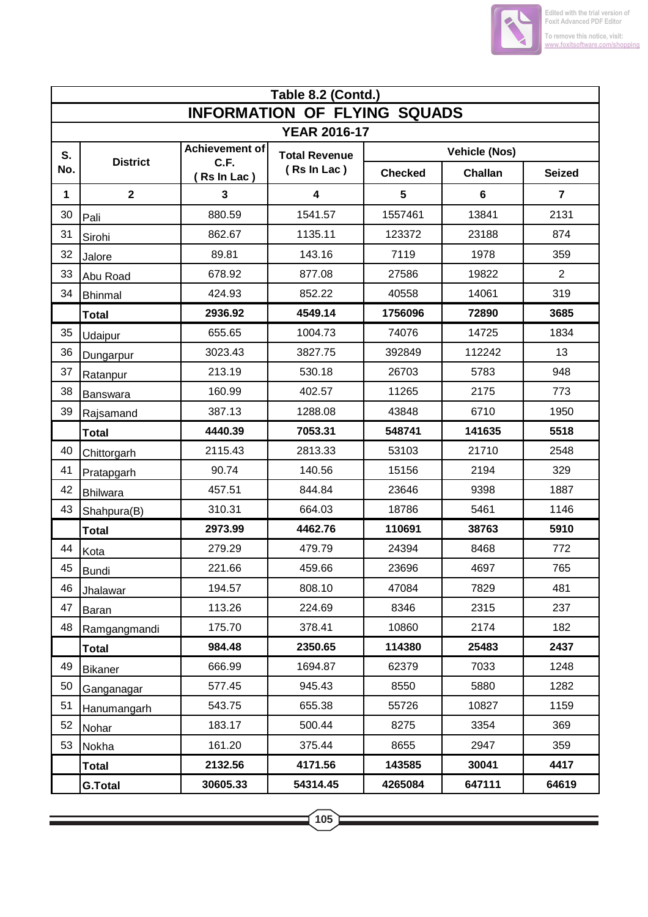| Table 8.2 (Contd.) | | | | | | |
|---|---|---|---|---|---|---|
| **INFORMATION OF FLYING SQUADS** | | | | | | |
| **YEAR 2016-17** | | | | | | |
| **S. No.** | **District** | **Achievement of C.F. ( Rs In Lac )** | **Total Revenue ( Rs In Lac )** | **Vehicle (Nos)** | | |
| | | | | **Checked** | **Challan** | **Seized** |
| **1** | **2** | **3** | **4** | **5** | **6** | **7** |
| 30 | Pali | 880.59 | 1541.57 | 1557461 | 13841 | 2131 |
| 31 | Sirohi | 862.67 | 1135.11 | 123372 | 23188 | 874 |
| 32 | Jalore | 89.81 | 143.16 | 7119 | 1978 | 359 |
| 33 | Abu Road | 678.92 | 877.08 | 27586 | 19822 | 2 |
| 34 | Bhinmal | 424.93 | 852.22 | 40558 | 14061 | 319 |
| | **Total** | **2936.92** | **4549.14** | **1756096** | **72890** | **3685** |
| 35 | Udaipur | 655.65 | 1004.73 | 74076 | 14725 | 1834 |
| 36 | Dungarpur | 3023.43 | 3827.75 | 392849 | 112242 | 13 |
| 37 | Ratanpur | 213.19 | 530.18 | 26703 | 5783 | 948 |
| 38 | Banswara | 160.99 | 402.57 | 11265 | 2175 | 773 |
| 39 | Rajsamand | 387.13 | 1288.08 | 43848 | 6710 | 1950 |
| | **Total** | **4440.39** | **7053.31** | **548741** | **141635** | **5518** |
| 40 | Chittorgarh | 2115.43 | 2813.33 | 53103 | 21710 | 2548 |
| 41 | Pratapgarh | 90.74 | 140.56 | 15156 | 2194 | 329 |
| 42 | Bhilwara | 457.51 | 844.84 | 23646 | 9398 | 1887 |
| 43 | Shahpura(B) | 310.31 | 664.03 | 18786 | 5461 | 1146 |
| | **Total** | **2973.99** | **4462.76** | **110691** | **38763** | **5910** |
| 44 | Kota | 279.29 | 479.79 | 24394 | 8468 | 772 |
| 45 | Bundi | 221.66 | 459.66 | 23696 | 4697 | 765 |
| 46 | Jhalawar | 194.57 | 808.10 | 47084 | 7829 | 481 |
| 47 | Baran | 113.26 | 224.69 | 8346 | 2315 | 237 |
| 48 | Ramgangmandi | 175.70 | 378.41 | 10860 | 2174 | 182 |
| | **Total** | **984.48** | **2350.65** | **114380** | **25483** | **2437** |
| 49 | Bikaner | 666.99 | 1694.87 | 62379 | 7033 | 1248 |
| 50 | Ganganagar | 577.45 | 945.43 | 8550 | 5880 | 1282 |
| 51 | Hanumangarh | 543.75 | 655.38 | 55726 | 10827 | 1159 |
| 52 | Nohar | 183.17 | 500.44 | 8275 | 3354 | 369 |
| 53 | Nokha | 161.20 | 375.44 | 8655 | 2947 | 359 |
| | **Total** | **2132.56** | **4171.56** | **143585** | **30041** | **4417** |
| | **G.Total** | **30605.33** | **54314.45** | **4265084** | **647111** | **64619** |